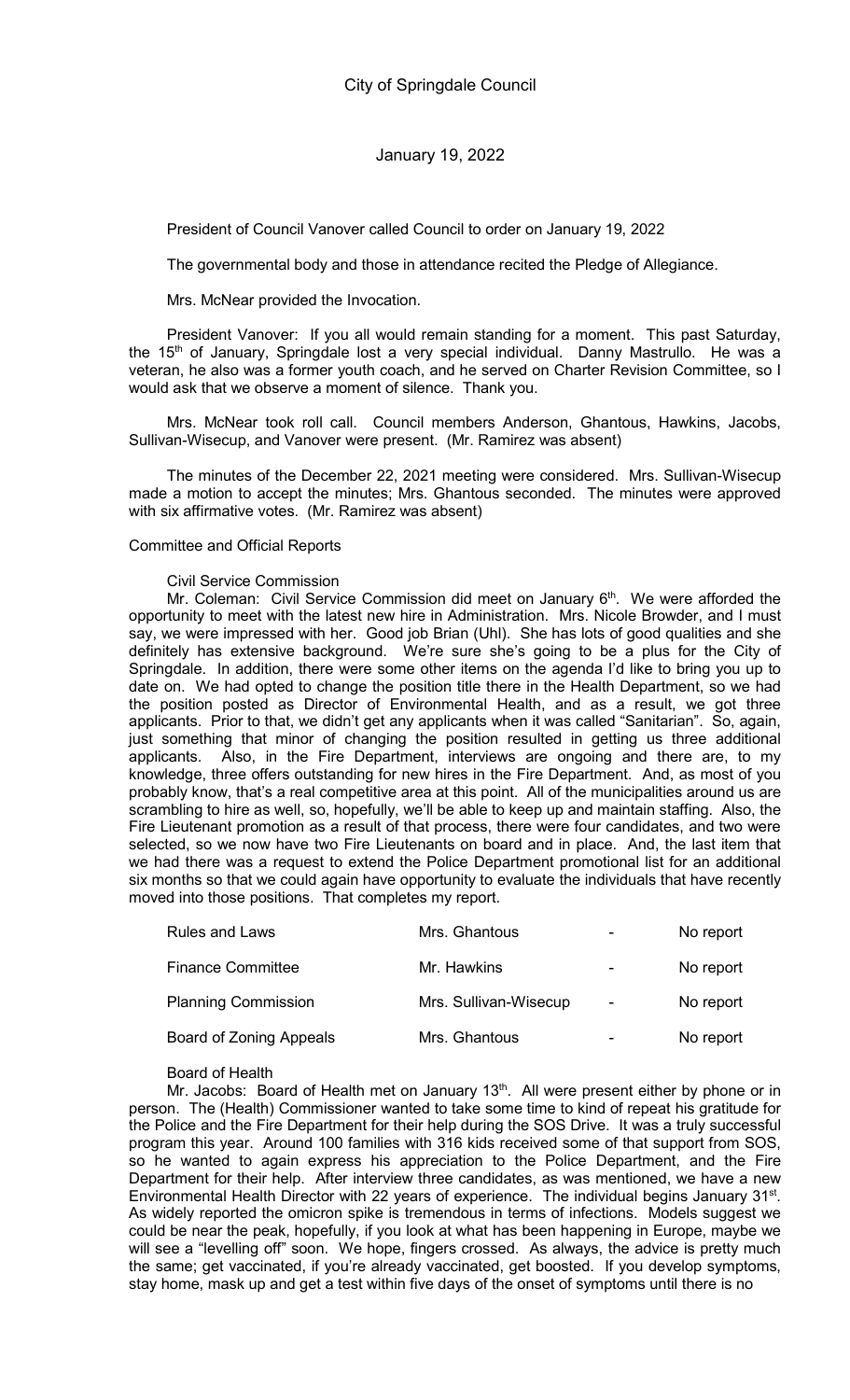# City of Springdale Council

January 19, 2022

President of Council Vanover called Council to order on January 19, 2022

The governmental body and those in attendance recited the Pledge of Allegiance.

Mrs. McNear provided the Invocation.

President Vanover: If you all would remain standing for a moment. This past Saturday, the 15th of January, Springdale lost a very special individual. Danny Mastrullo. He was a veteran, he also was a former youth coach, and he served on Charter Revision Committee, so I would ask that we observe a moment of silence. Thank you.

Mrs. McNear took roll call. Council members Anderson, Ghantous, Hawkins, Jacobs, Sullivan-Wisecup, and Vanover were present. (Mr. Ramirez was absent)

The minutes of the December 22, 2021 meeting were considered. Mrs. Sullivan-Wisecup made a motion to accept the minutes; Mrs. Ghantous seconded. The minutes were approved with six affirmative votes. (Mr. Ramirez was absent)

Committee and Official Reports

Civil Service Commission

Mr. Coleman: Civil Service Commission did meet on January 6th. We were afforded the opportunity to meet with the latest new hire in Administration. Mrs. Nicole Browder, and I must say, we were impressed with her. Good job Brian (Uhl). She has lots of good qualities and she definitely has extensive background. We're sure she's going to be a plus for the City of Springdale. In addition, there were some other items on the agenda I'd like to bring you up to date on. We had opted to change the position title there in the Health Department, so we had the position posted as Director of Environmental Health, and as a result, we got three applicants. Prior to that, we didn't get any applicants when it was called "Sanitarian". So, again, just something that minor of changing the position resulted in getting us three additional applicants. Also, in the Fire Department, interviews are ongoing and there are, to my knowledge, three offers outstanding for new hires in the Fire Department. And, as most of you probably know, that's a real competitive area at this point. All of the municipalities around us are scrambling to hire as well, so, hopefully, we'll be able to keep up and maintain staffing. Also, the Fire Lieutenant promotion as a result of that process, there were four candidates, and two were selected, so we now have two Fire Lieutenants on board and in place. And, the last item that we had there was a request to extend the Police Department promotional list for an additional six months so that we could again have opportunity to evaluate the individuals that have recently moved into those positions. That completes my report.

| | | | |
|---|---|---|---|
| Rules and Laws | Mrs. Ghantous | - | No report |
| Finance Committee | Mr. Hawkins | - | No report |
| Planning Commission | Mrs. Sullivan-Wisecup | - | No report |
| Board of Zoning Appeals | Mrs. Ghantous | - | No report |

Board of Health

Mr. Jacobs: Board of Health met on January 13th. All were present either by phone or in person. The (Health) Commissioner wanted to take some time to kind of repeat his gratitude for the Police and the Fire Department for their help during the SOS Drive. It was a truly successful program this year. Around 100 families with 316 kids received some of that support from SOS, so he wanted to again express his appreciation to the Police Department, and the Fire Department for their help. After interview three candidates, as was mentioned, we have a new Environmental Health Director with 22 years of experience. The individual begins January 31st. As widely reported the omicron spike is tremendous in terms of infections. Models suggest we could be near the peak, hopefully, if you look at what has been happening in Europe, maybe we will see a "levelling off" soon. We hope, fingers crossed. As always, the advice is pretty much the same; get vaccinated, if you're already vaccinated, get boosted. If you develop symptoms, stay home, mask up and get a test within five days of the onset of symptoms until there is no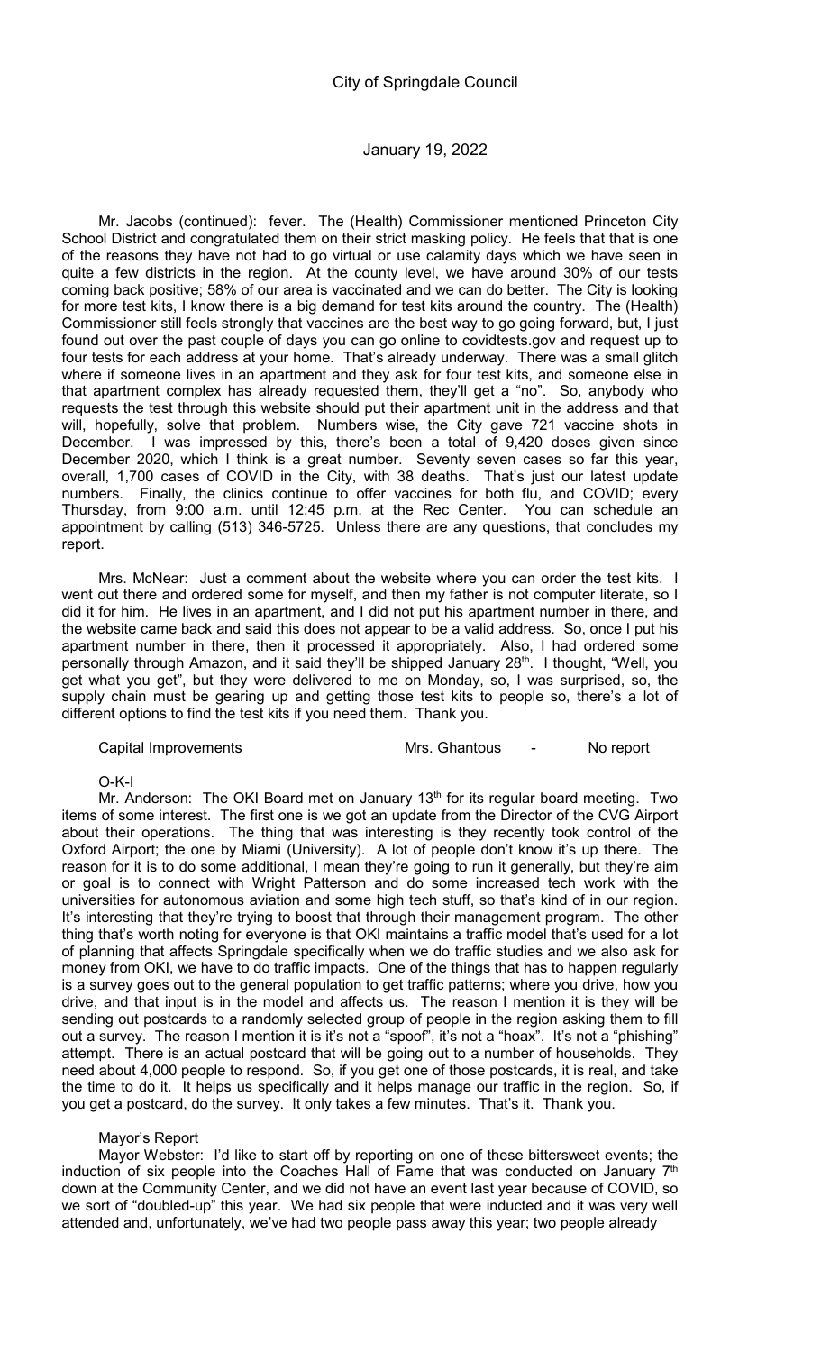Mr. Jacobs (continued): fever. The (Health) Commissioner mentioned Princeton City School District and congratulated them on their strict masking policy. He feels that that is one of the reasons they have not had to go virtual or use calamity days which we have seen in quite a few districts in the region. At the county level, we have around 30% of our tests coming back positive; 58% of our area is vaccinated and we can do better. The City is looking for more test kits, I know there is a big demand for test kits around the country. The (Health) Commissioner still feels strongly that vaccines are the best way to go going forward, but, I just found out over the past couple of days you can go online to covidtests.gov and request up to four tests for each address at your home. That's already underway. There was a small glitch where if someone lives in an apartment and they ask for four test kits, and someone else in that apartment complex has already requested them, they'll get a "no". So, anybody who requests the test through this website should put their apartment unit in the address and that will, hopefully, solve that problem. Numbers wise, the City gave 721 vaccine shots in December. I was impressed by this, there's been a total of 9,420 doses given since December 2020, which I think is a great number. Seventy seven cases so far this year, overall, 1,700 cases of COVID in the City, with 38 deaths. That's just our latest update numbers. Finally, the clinics continue to offer vaccines for both flu, and COVID; every Thursday, from 9:00 a.m. until 12:45 p.m. at the Rec Center. You can schedule an appointment by calling (513) 346-5725. Unless there are any questions, that concludes my report.

Mrs. McNear: Just a comment about the website where you can order the test kits. I went out there and ordered some for myself, and then my father is not computer literate, so I did it for him. He lives in an apartment, and I did not put his apartment number in there, and the website came back and said this does not appear to be a valid address. So, once I put his apartment number in there, then it processed it appropriately. Also, I had ordered some personally through Amazon, and it said they'll be shipped January 28th. I thought, "Well, you get what you get", but they were delivered to me on Monday, so, I was surprised, so, the supply chain must be gearing up and getting those test kits to people so, there's a lot of different options to find the test kits if you need them. Thank you.

Capital Improvements  Mrs. Ghantous - No report

O-K-I

Mr. Anderson: The OKI Board met on January 13th for its regular board meeting. Two items of some interest. The first one is we got an update from the Director of the CVG Airport about their operations. The thing that was interesting is they recently took control of the Oxford Airport; the one by Miami (University). A lot of people don't know it's up there. The reason for it is to do some additional, I mean they're going to run it generally, but they're aim or goal is to connect with Wright Patterson and do some increased tech work with the universities for autonomous aviation and some high tech stuff, so that's kind of in our region. It's interesting that they're trying to boost that through their management program. The other thing that's worth noting for everyone is that OKI maintains a traffic model that's used for a lot of planning that affects Springdale specifically when we do traffic studies and we also ask for money from OKI, we have to do traffic impacts. One of the things that has to happen regularly is a survey goes out to the general population to get traffic patterns; where you drive, how you drive, and that input is in the model and affects us. The reason I mention it is they will be sending out postcards to a randomly selected group of people in the region asking them to fill out a survey. The reason I mention it is it's not a "spoof", it's not a "hoax". It's not a "phishing" attempt. There is an actual postcard that will be going out to a number of households. They need about 4,000 people to respond. So, if you get one of those postcards, it is real, and take the time to do it. It helps us specifically and it helps manage our traffic in the region. So, if you get a postcard, do the survey. It only takes a few minutes. That's it. Thank you.

Mayor's Report

Mayor Webster: I'd like to start off by reporting on one of these bittersweet events; the induction of six people into the Coaches Hall of Fame that was conducted on January 7th down at the Community Center, and we did not have an event last year because of COVID, so we sort of "doubled-up" this year. We had six people that were inducted and it was very well attended and, unfortunately, we've had two people pass away this year; two people already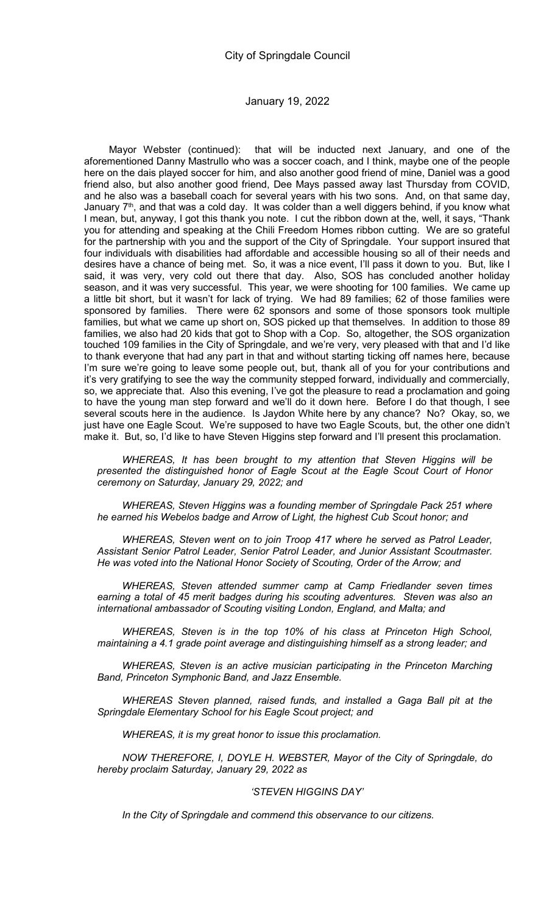Mayor Webster (continued): that will be inducted next January, and one of the aforementioned Danny Mastrullo who was a soccer coach, and I think, maybe one of the people here on the dais played soccer for him, and also another good friend of mine, Daniel was a good friend also, but also another good friend, Dee Mays passed away last Thursday from COVID, and he also was a baseball coach for several years with his two sons. And, on that same day, January 7th, and that was a cold day. It was colder than a well diggers behind, if you know what I mean, but, anyway, I got this thank you note. I cut the ribbon down at the, well, it says, "Thank you for attending and speaking at the Chili Freedom Homes ribbon cutting. We are so grateful for the partnership with you and the support of the City of Springdale. Your support insured that four individuals with disabilities had affordable and accessible housing so all of their needs and desires have a chance of being met. So, it was a nice event, I'll pass it down to you. But, like I said, it was very, very cold out there that day. Also, SOS has concluded another holiday season, and it was very successful. This year, we were shooting for 100 families. We came up a little bit short, but it wasn't for lack of trying. We had 89 families; 62 of those families were sponsored by families. There were 62 sponsors and some of those sponsors took multiple families, but what we came up short on, SOS picked up that themselves. In addition to those 89 families, we also had 20 kids that got to Shop with a Cop. So, altogether, the SOS organization touched 109 families in the City of Springdale, and we're very, very pleased with that and I'd like to thank everyone that had any part in that and without starting ticking off names here, because I'm sure we're going to leave some people out, but, thank all of you for your contributions and it's very gratifying to see the way the community stepped forward, individually and commercially, so, we appreciate that. Also this evening, I've got the pleasure to read a proclamation and going to have the young man step forward and we'll do it down here. Before I do that though, I see several scouts here in the audience. Is Jaydon White here by any chance? No? Okay, so, we just have one Eagle Scout. We're supposed to have two Eagle Scouts, but, the other one didn't make it. But, so, I'd like to have Steven Higgins step forward and I'll present this proclamation.

*WHEREAS, It has been brought to my attention that Steven Higgins will be presented the distinguished honor of Eagle Scout at the Eagle Scout Court of Honor ceremony on Saturday, January 29, 2022; and*

*WHEREAS, Steven Higgins was a founding member of Springdale Pack 251 where he earned his Webelos badge and Arrow of Light, the highest Cub Scout honor; and*

*WHEREAS, Steven went on to join Troop 417 where he served as Patrol Leader, Assistant Senior Patrol Leader, Senior Patrol Leader, and Junior Assistant Scoutmaster. He was voted into the National Honor Society of Scouting, Order of the Arrow; and*

*WHEREAS, Steven attended summer camp at Camp Friedlander seven times earning a total of 45 merit badges during his scouting adventures. Steven was also an international ambassador of Scouting visiting London, England, and Malta; and*

*WHEREAS, Steven is in the top 10% of his class at Princeton High School, maintaining a 4.1 grade point average and distinguishing himself as a strong leader; and*

*WHEREAS, Steven is an active musician participating in the Princeton Marching Band, Princeton Symphonic Band, and Jazz Ensemble.*

*WHEREAS Steven planned, raised funds, and installed a Gaga Ball pit at the Springdale Elementary School for his Eagle Scout project; and*

*WHEREAS, it is my great honor to issue this proclamation.*

*NOW THEREFORE, I, DOYLE H. WEBSTER, Mayor of the City of Springdale, do hereby proclaim Saturday, January 29, 2022 as*

*'STEVEN HIGGINS DAY'*

*In the City of Springdale and commend this observance to our citizens.*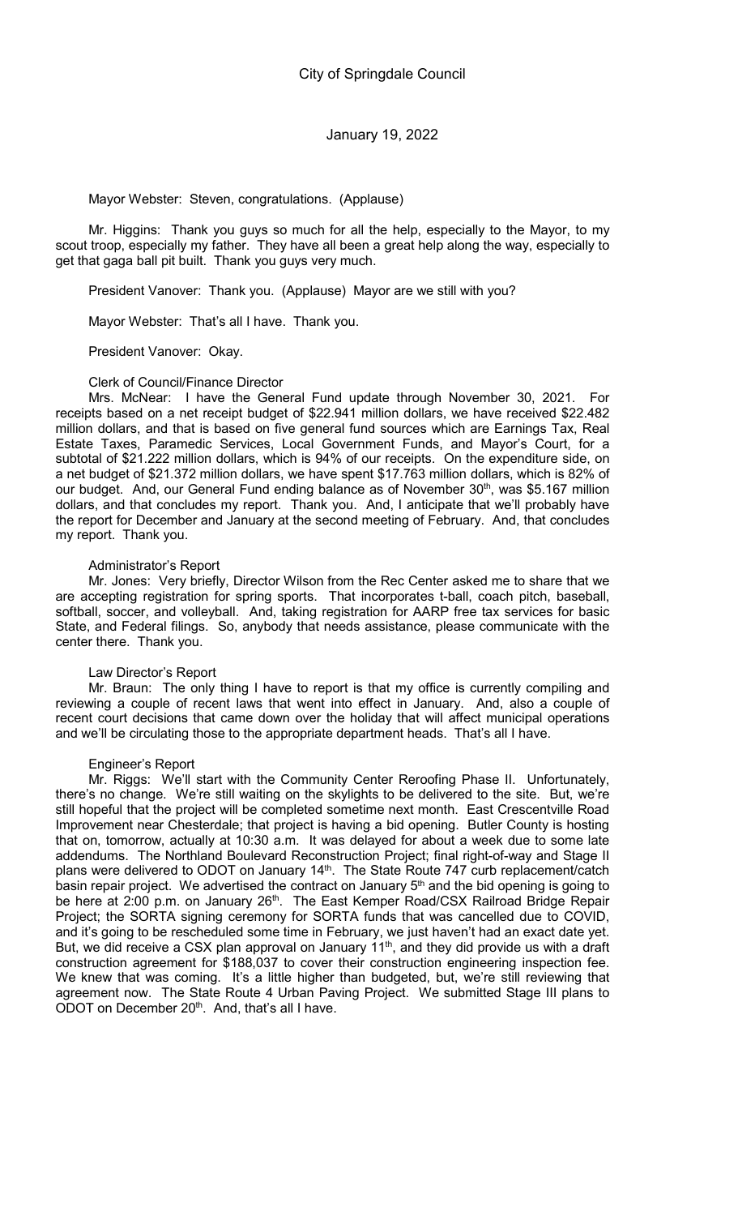Mayor Webster: Steven, congratulations. (Applause)

Mr. Higgins: Thank you guys so much for all the help, especially to the Mayor, to my scout troop, especially my father. They have all been a great help along the way, especially to get that gaga ball pit built. Thank you guys very much.

President Vanover: Thank you. (Applause) Mayor are we still with you?

Mayor Webster: That's all I have. Thank you.

President Vanover: Okay.

Clerk of Council/Finance Director

Mrs. McNear: I have the General Fund update through November 30, 2021. For receipts based on a net receipt budget of $22.941 million dollars, we have received $22.482 million dollars, and that is based on five general fund sources which are Earnings Tax, Real Estate Taxes, Paramedic Services, Local Government Funds, and Mayor's Court, for a subtotal of $21.222 million dollars, which is 94% of our receipts. On the expenditure side, on a net budget of $21.372 million dollars, we have spent $17.763 million dollars, which is 82% of our budget. And, our General Fund ending balance as of November 30th, was $5.167 million dollars, and that concludes my report. Thank you. And, I anticipate that we'll probably have the report for December and January at the second meeting of February. And, that concludes my report. Thank you.

Administrator's Report

Mr. Jones: Very briefly, Director Wilson from the Rec Center asked me to share that we are accepting registration for spring sports. That incorporates t-ball, coach pitch, baseball, softball, soccer, and volleyball. And, taking registration for AARP free tax services for basic State, and Federal filings. So, anybody that needs assistance, please communicate with the center there. Thank you.

Law Director's Report

Mr. Braun: The only thing I have to report is that my office is currently compiling and reviewing a couple of recent laws that went into effect in January. And, also a couple of recent court decisions that came down over the holiday that will affect municipal operations and we'll be circulating those to the appropriate department heads. That's all I have.

Engineer's Report

Mr. Riggs: We'll start with the Community Center Reroofing Phase II. Unfortunately, there's no change. We're still waiting on the skylights to be delivered to the site. But, we're still hopeful that the project will be completed sometime next month. East Crescentville Road Improvement near Chesterdale; that project is having a bid opening. Butler County is hosting that on, tomorrow, actually at 10:30 a.m. It was delayed for about a week due to some late addendums. The Northland Boulevard Reconstruction Project; final right-of-way and Stage II plans were delivered to ODOT on January 14th. The State Route 747 curb replacement/catch basin repair project. We advertised the contract on January 5th and the bid opening is going to be here at 2:00 p.m. on January 26th. The East Kemper Road/CSX Railroad Bridge Repair Project; the SORTA signing ceremony for SORTA funds that was cancelled due to COVID, and it's going to be rescheduled some time in February, we just haven't had an exact date yet. But, we did receive a CSX plan approval on January 11th, and they did provide us with a draft construction agreement for $188,037 to cover their construction engineering inspection fee. We knew that was coming. It's a little higher than budgeted, but, we're still reviewing that agreement now. The State Route 4 Urban Paving Project. We submitted Stage III plans to ODOT on December 20th. And, that's all I have.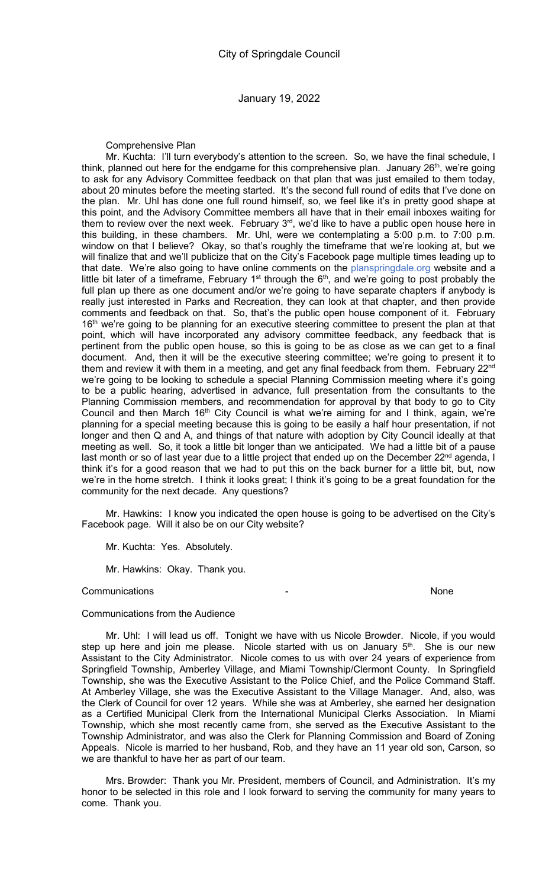Comprehensive Plan

Mr. Kuchta: I'll turn everybody's attention to the screen. So, we have the final schedule, I think, planned out here for the endgame for this comprehensive plan. January 26th, we're going to ask for any Advisory Committee feedback on that plan that was just emailed to them today, about 20 minutes before the meeting started. It's the second full round of edits that I've done on the plan. Mr. Uhl has done one full round himself, so, we feel like it's in pretty good shape at this point, and the Advisory Committee members all have that in their email inboxes waiting for them to review over the next week. February 3rd, we'd like to have a public open house here in this building, in these chambers. Mr. Uhl, were we contemplating a 5:00 p.m. to 7:00 p.m. window on that I believe? Okay, so that's roughly the timeframe that we're looking at, but we will finalize that and we'll publicize that on the City's Facebook page multiple times leading up to that date. We're also going to have online comments on the planspringdale.org website and a little bit later of a timeframe, February 1st through the 6th, and we're going to post probably the full plan up there as one document and/or we're going to have separate chapters if anybody is really just interested in Parks and Recreation, they can look at that chapter, and then provide comments and feedback on that. So, that's the public open house component of it. February 16th we're going to be planning for an executive steering committee to present the plan at that point, which will have incorporated any advisory committee feedback, any feedback that is pertinent from the public open house, so this is going to be as close as we can get to a final document. And, then it will be the executive steering committee; we're going to present it to them and review it with them in a meeting, and get any final feedback from them. February 22nd we're going to be looking to schedule a special Planning Commission meeting where it's going to be a public hearing, advertised in advance, full presentation from the consultants to the Planning Commission members, and recommendation for approval by that body to go to City Council and then March 16th City Council is what we're aiming for and I think, again, we're planning for a special meeting because this is going to be easily a half hour presentation, if not longer and then Q and A, and things of that nature with adoption by City Council ideally at that meeting as well. So, it took a little bit longer than we anticipated. We had a little bit of a pause last month or so of last year due to a little project that ended up on the December 22nd agenda, I think it's for a good reason that we had to put this on the back burner for a little bit, but, now we're in the home stretch. I think it looks great; I think it's going to be a great foundation for the community for the next decade. Any questions?

Mr. Hawkins: I know you indicated the open house is going to be advertised on the City's Facebook page. Will it also be on our City website?

Mr. Kuchta: Yes. Absolutely.

Mr. Hawkins: Okay. Thank you.

Communications - None

Communications from the Audience

Mr. Uhl: I will lead us off. Tonight we have with us Nicole Browder. Nicole, if you would step up here and join me please. Nicole started with us on January 5th. She is our new Assistant to the City Administrator. Nicole comes to us with over 24 years of experience from Springfield Township, Amberley Village, and Miami Township/Clermont County. In Springfield Township, she was the Executive Assistant to the Police Chief, and the Police Command Staff. At Amberley Village, she was the Executive Assistant to the Village Manager. And, also, was the Clerk of Council for over 12 years. While she was at Amberley, she earned her designation as a Certified Municipal Clerk from the International Municipal Clerks Association. In Miami Township, which she most recently came from, she served as the Executive Assistant to the Township Administrator, and was also the Clerk for Planning Commission and Board of Zoning Appeals. Nicole is married to her husband, Rob, and they have an 11 year old son, Carson, so we are thankful to have her as part of our team.

Mrs. Browder: Thank you Mr. President, members of Council, and Administration. It's my honor to be selected in this role and I look forward to serving the community for many years to come. Thank you.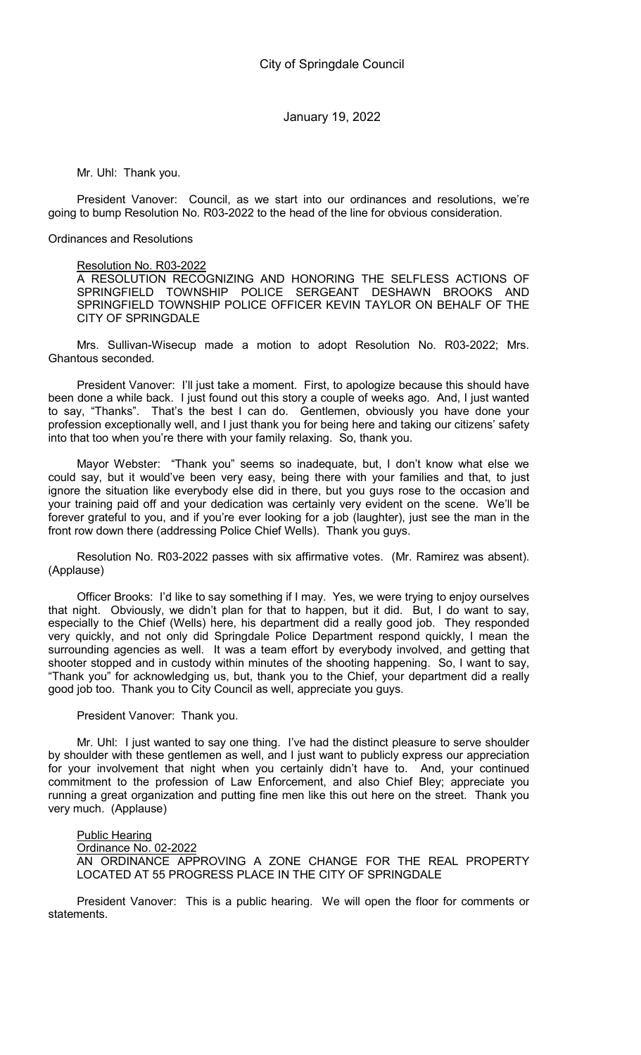Mr. Uhl: Thank you.

President Vanover: Council, as we start into our ordinances and resolutions, we're going to bump Resolution No. R03-2022 to the head of the line for obvious consideration.

Ordinances and Resolutions

<u>Resolution No. R03-2022</u>
A RESOLUTION RECOGNIZING AND HONORING THE SELFLESS ACTIONS OF SPRINGFIELD TOWNSHIP POLICE SERGEANT DESHAWN BROOKS AND SPRINGFIELD TOWNSHIP POLICE OFFICER KEVIN TAYLOR ON BEHALF OF THE CITY OF SPRINGDALE

Mrs. Sullivan-Wisecup made a motion to adopt Resolution No. R03-2022; Mrs. Ghantous seconded.

President Vanover: I'll just take a moment. First, to apologize because this should have been done a while back. I just found out this story a couple of weeks ago. And, I just wanted to say, "Thanks". That's the best I can do. Gentlemen, obviously you have done your profession exceptionally well, and I just thank you for being here and taking our citizens' safety into that too when you're there with your family relaxing. So, thank you.

Mayor Webster: "Thank you" seems so inadequate, but, I don't know what else we could say, but it would've been very easy, being there with your families and that, to just ignore the situation like everybody else did in there, but you guys rose to the occasion and your training paid off and your dedication was certainly very evident on the scene. We'll be forever grateful to you, and if you're ever looking for a job (laughter), just see the man in the front row down there (addressing Police Chief Wells). Thank you guys.

Resolution No. R03-2022 passes with six affirmative votes. (Mr. Ramirez was absent). (Applause)

Officer Brooks: I'd like to say something if I may. Yes, we were trying to enjoy ourselves that night. Obviously, we didn't plan for that to happen, but it did. But, I do want to say, especially to the Chief (Wells) here, his department did a really good job. They responded very quickly, and not only did Springdale Police Department respond quickly, I mean the surrounding agencies as well. It was a team effort by everybody involved, and getting that shooter stopped and in custody within minutes of the shooting happening. So, I want to say, "Thank you" for acknowledging us, but, thank you to the Chief, your department did a really good job too. Thank you to City Council as well, appreciate you guys.

President Vanover: Thank you.

Mr. Uhl: I just wanted to say one thing. I've had the distinct pleasure to serve shoulder by shoulder with these gentlemen as well, and I just want to publicly express our appreciation for your involvement that night when you certainly didn't have to. And, your continued commitment to the profession of Law Enforcement, and also Chief Bley; appreciate you running a great organization and putting fine men like this out here on the street. Thank you very much. (Applause)

<u>Public Hearing</u>
<u>Ordinance No. 02-2022</u>
AN ORDINANCE APPROVING A ZONE CHANGE FOR THE REAL PROPERTY LOCATED AT 55 PROGRESS PLACE IN THE CITY OF SPRINGDALE

President Vanover: This is a public hearing. We will open the floor for comments or statements.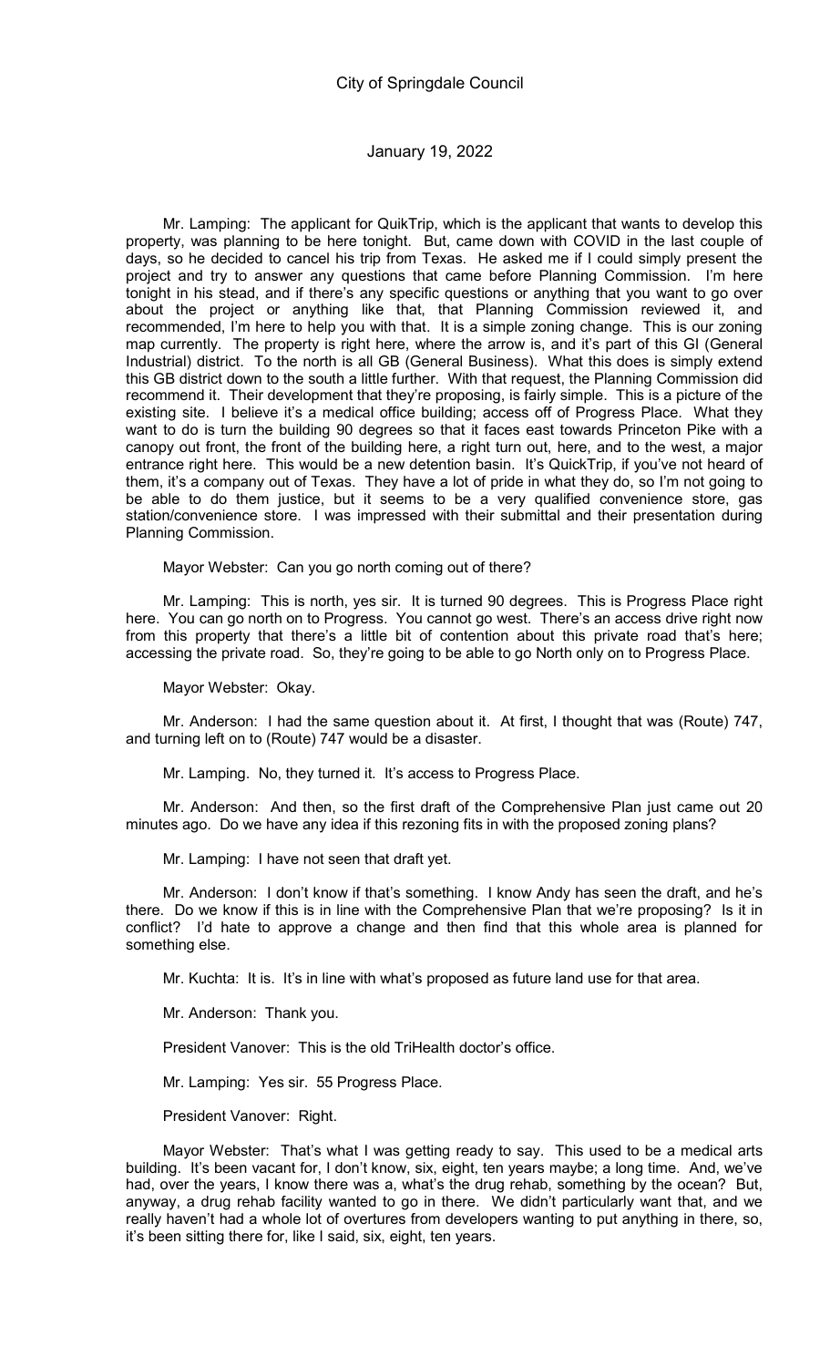Mr. Lamping: The applicant for QuikTrip, which is the applicant that wants to develop this property, was planning to be here tonight. But, came down with COVID in the last couple of days, so he decided to cancel his trip from Texas. He asked me if I could simply present the project and try to answer any questions that came before Planning Commission. I'm here tonight in his stead, and if there's any specific questions or anything that you want to go over about the project or anything like that, that Planning Commission reviewed it, and recommended, I'm here to help you with that. It is a simple zoning change. This is our zoning map currently. The property is right here, where the arrow is, and it's part of this GI (General Industrial) district. To the north is all GB (General Business). What this does is simply extend this GB district down to the south a little further. With that request, the Planning Commission did recommend it. Their development that they're proposing, is fairly simple. This is a picture of the existing site. I believe it's a medical office building; access off of Progress Place. What they want to do is turn the building 90 degrees so that it faces east towards Princeton Pike with a canopy out front, the front of the building here, a right turn out, here, and to the west, a major entrance right here. This would be a new detention basin. It's QuikTrip, if you've not heard of them, it's a company out of Texas. They have a lot of pride in what they do, so I'm not going to be able to do them justice, but it seems to be a very qualified convenience store, gas station/convenience store. I was impressed with their submittal and their presentation during Planning Commission.

Mayor Webster: Can you go north coming out of there?

Mr. Lamping: This is north, yes sir. It is turned 90 degrees. This is Progress Place right here. You can go north on to Progress. You cannot go west. There's an access drive right now from this property that there's a little bit of contention about this private road that's here; accessing the private road. So, they're going to be able to go North only on to Progress Place.

Mayor Webster: Okay.

Mr. Anderson: I had the same question about it. At first, I thought that was (Route) 747, and turning left on to (Route) 747 would be a disaster.

Mr. Lamping. No, they turned it. It's access to Progress Place.

Mr. Anderson: And then, so the first draft of the Comprehensive Plan just came out 20 minutes ago. Do we have any idea if this rezoning fits in with the proposed zoning plans?

Mr. Lamping: I have not seen that draft yet.

Mr. Anderson: I don't know if that's something. I know Andy has seen the draft, and he's there. Do we know if this is in line with the Comprehensive Plan that we're proposing? Is it in conflict? I'd hate to approve a change and then find that this whole area is planned for something else.

Mr. Kuchta: It is. It's in line with what's proposed as future land use for that area.

Mr. Anderson: Thank you.

President Vanover: This is the old TriHealth doctor's office.

Mr. Lamping: Yes sir. 55 Progress Place.

President Vanover: Right.

Mayor Webster: That's what I was getting ready to say. This used to be a medical arts building. It's been vacant for, I don't know, six, eight, ten years maybe; a long time. And, we've had, over the years, I know there was a, what's the drug rehab, something by the ocean? But, anyway, a drug rehab facility wanted to go in there. We didn't particularly want that, and we really haven't had a whole lot of overtures from developers wanting to put anything in there, so, it's been sitting there for, like I said, six, eight, ten years.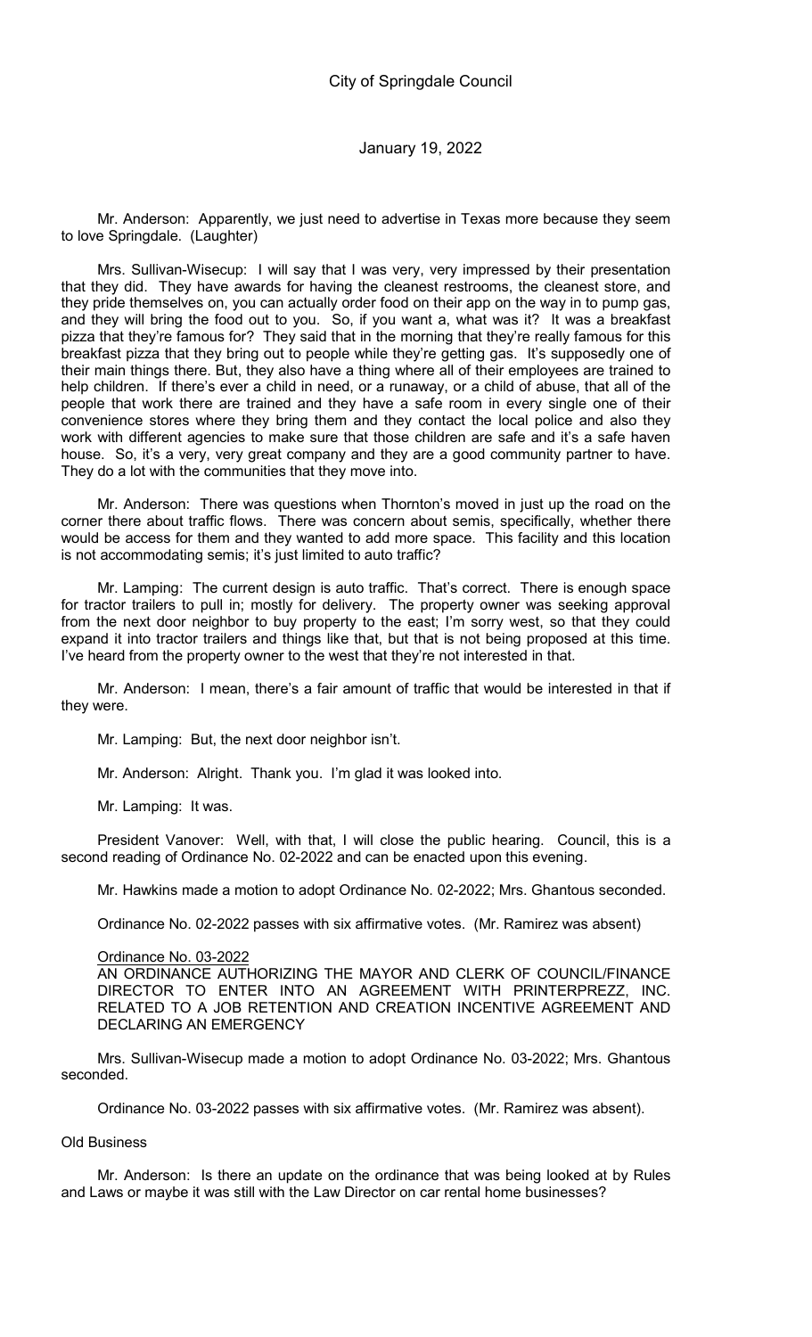Mr. Anderson: Apparently, we just need to advertise in Texas more because they seem to love Springdale. (Laughter)

Mrs. Sullivan-Wisecup: I will say that I was very, very impressed by their presentation that they did. They have awards for having the cleanest restrooms, the cleanest store, and they pride themselves on, you can actually order food on their app on the way in to pump gas, and they will bring the food out to you. So, if you want a, what was it? It was a breakfast pizza that they're famous for? They said that in the morning that they're really famous for this breakfast pizza that they bring out to people while they're getting gas. It's supposedly one of their main things there. But, they also have a thing where all of their employees are trained to help children. If there's ever a child in need, or a runaway, or a child of abuse, that all of the people that work there are trained and they have a safe room in every single one of their convenience stores where they bring them and they contact the local police and also they work with different agencies to make sure that those children are safe and it's a safe haven house. So, it's a very, very great company and they are a good community partner to have. They do a lot with the communities that they move into.

Mr. Anderson: There was questions when Thornton's moved in just up the road on the corner there about traffic flows. There was concern about semis, specifically, whether there would be access for them and they wanted to add more space. This facility and this location is not accommodating semis; it's just limited to auto traffic?

Mr. Lamping: The current design is auto traffic. That's correct. There is enough space for tractor trailers to pull in; mostly for delivery. The property owner was seeking approval from the next door neighbor to buy property to the east; I'm sorry west, so that they could expand it into tractor trailers and things like that, but that is not being proposed at this time. I've heard from the property owner to the west that they're not interested in that.

Mr. Anderson: I mean, there's a fair amount of traffic that would be interested in that if they were.

Mr. Lamping: But, the next door neighbor isn't.

Mr. Anderson: Alright. Thank you. I'm glad it was looked into.

Mr. Lamping: It was.

President Vanover: Well, with that, I will close the public hearing. Council, this is a second reading of Ordinance No. 02-2022 and can be enacted upon this evening.

Mr. Hawkins made a motion to adopt Ordinance No. 02-2022; Mrs. Ghantous seconded.

Ordinance No. 02-2022 passes with six affirmative votes. (Mr. Ramirez was absent)

Ordinance No. 03-2022

AN ORDINANCE AUTHORIZING THE MAYOR AND CLERK OF COUNCIL/FINANCE DIRECTOR TO ENTER INTO AN AGREEMENT WITH PRINTERPREZZ, INC. RELATED TO A JOB RETENTION AND CREATION INCENTIVE AGREEMENT AND DECLARING AN EMERGENCY

Mrs. Sullivan-Wisecup made a motion to adopt Ordinance No. 03-2022; Mrs. Ghantous seconded.

Ordinance No. 03-2022 passes with six affirmative votes. (Mr. Ramirez was absent).

Old Business

Mr. Anderson: Is there an update on the ordinance that was being looked at by Rules and Laws or maybe it was still with the Law Director on car rental home businesses?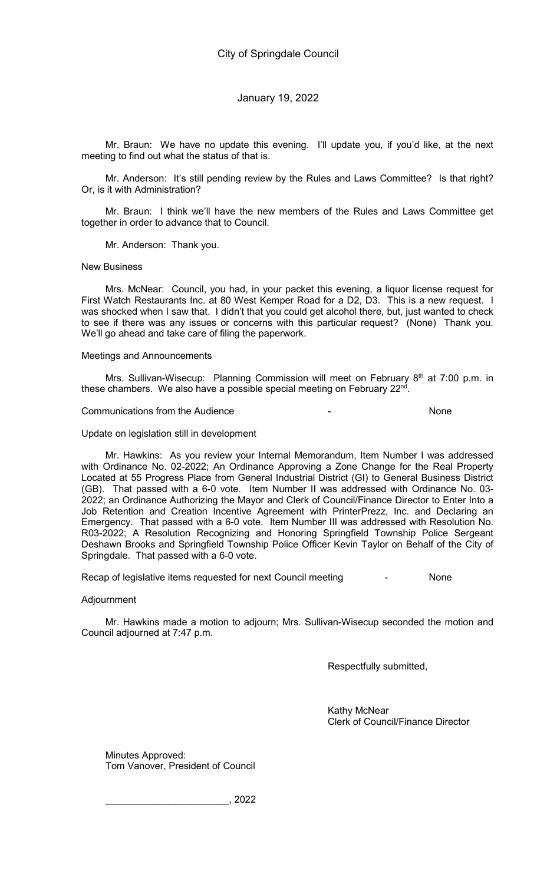Mr. Braun: We have no update this evening. I'll update you, if you'd like, at the next meeting to find out what the status of that is.

Mr. Anderson: It's still pending review by the Rules and Laws Committee? Is that right? Or, is it with Administration?

Mr. Braun: I think we'll have the new members of the Rules and Laws Committee get together in order to advance that to Council.

Mr. Anderson: Thank you.

New Business

Mrs. McNear: Council, you had, in your packet this evening, a liquor license request for First Watch Restaurants Inc. at 80 West Kemper Road for a D2, D3. This is a new request. I was shocked when I saw that. I didn't that you could get alcohol there, but, just wanted to check to see if there was any issues or concerns with this particular request? (None) Thank you. We'll go ahead and take care of filing the paperwork.

Meetings and Announcements

Mrs. Sullivan-Wisecup: Planning Commission will meet on February 8th at 7:00 p.m. in these chambers. We also have a possible special meeting on February 22nd.

Communications from the Audience - None

Update on legislation still in development

Mr. Hawkins: As you review your Internal Memorandum, Item Number I was addressed with Ordinance No. 02-2022; An Ordinance Approving a Zone Change for the Real Property Located at 55 Progress Place from General Industrial District (GI) to General Business District (GB). That passed with a 6-0 vote. Item Number II was addressed with Ordinance No. 03-2022; an Ordinance Authorizing the Mayor and Clerk of Council/Finance Director to Enter Into a Job Retention and Creation Incentive Agreement with PrinterPrezz, Inc. and Declaring an Emergency. That passed with a 6-0 vote. Item Number III was addressed with Resolution No. R03-2022; A Resolution Recognizing and Honoring Springfield Township Police Sergeant Deshawn Brooks and Springfield Township Police Officer Kevin Taylor on Behalf of the City of Springdale. That passed with a 6-0 vote.

Recap of legislative items requested for next Council meeting - None

Adjournment

Mr. Hawkins made a motion to adjourn; Mrs. Sullivan-Wisecup seconded the motion and Council adjourned at 7:47 p.m.

Respectfully submitted,

Kathy McNear
Clerk of Council/Finance Director

Minutes Approved:
Tom Vanover, President of Council

_______________________, 2022